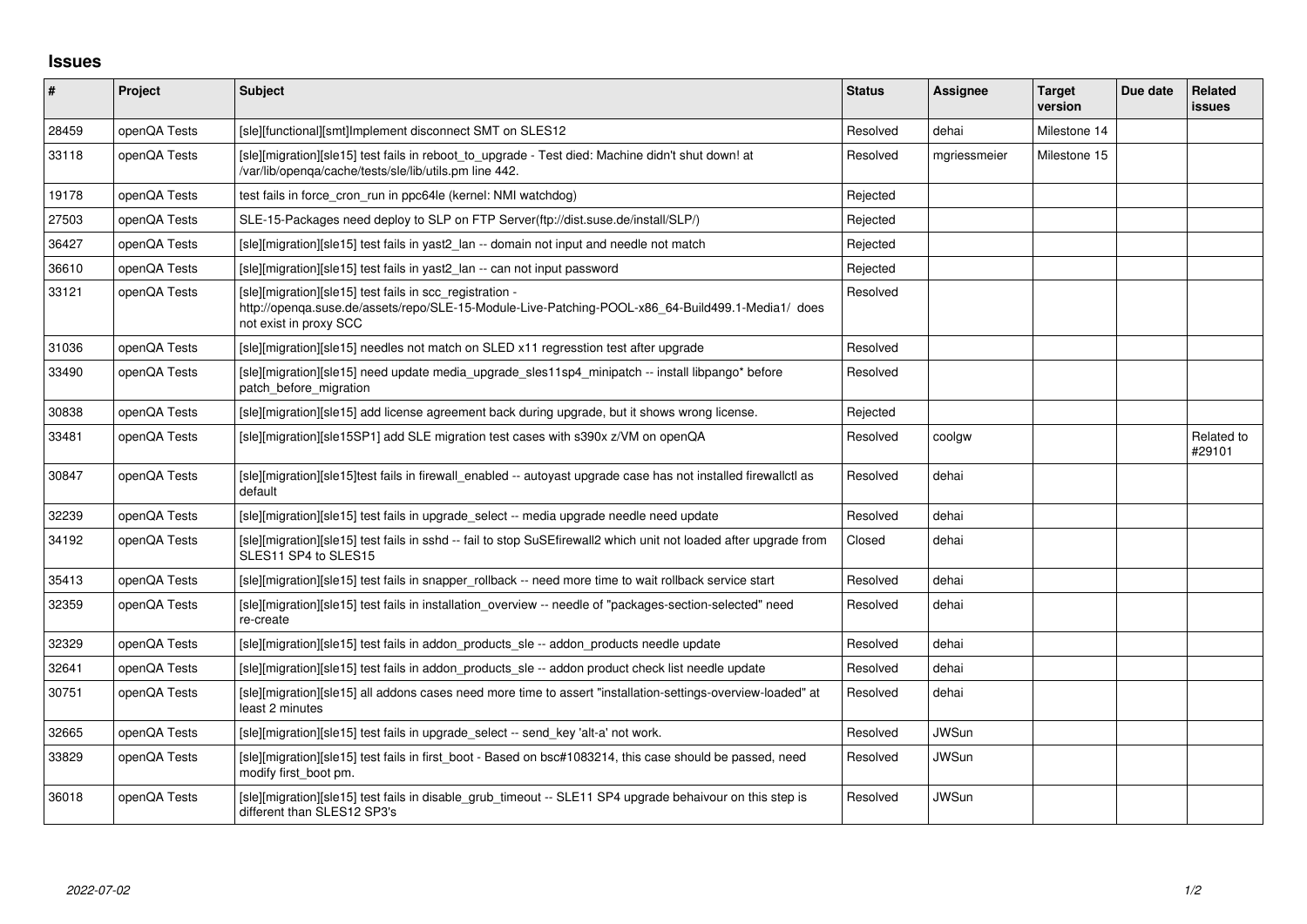# Issues

| # | Project | Subject | Status | Assignee | Target version | Due date | Related issues |
|---|---|---|---|---|---|---|---|
| 28459 | openQA Tests | [sle][functional][smt]Implement disconnect SMT on SLES12 | Resolved | dehai | Milestone 14 | | |
| 33118 | openQA Tests | [sle][migration][sle15] test fails in reboot_to_upgrade - Test died: Machine didn't shut down! at /var/lib/openqa/cache/tests/sle/lib/utils.pm line 442. | Resolved | mgriessmeier | Milestone 15 | | |
| 19178 | openQA Tests | test fails in force_cron_run in ppc64le (kernel: NMI watchdog) | Rejected | | | | |
| 27503 | openQA Tests | SLE-15-Packages need deploy to SLP on FTP Server(ftp://dist.suse.de/install/SLP/) | Rejected | | | | |
| 36427 | openQA Tests | [sle][migration][sle15] test fails in yast2_lan -- domain not input and needle not match | Rejected | | | | |
| 36610 | openQA Tests | [sle][migration][sle15] test fails in yast2_lan -- can not input password | Rejected | | | | |
| 33121 | openQA Tests | [sle][migration][sle15] test fails in scc_registration - http://openqa.suse.de/assets/repo/SLE-15-Module-Live-Patching-POOL-x86_64-Build499.1-Media1/ does not exist in proxy SCC | Resolved | | | | |
| 31036 | openQA Tests | [sle][migration][sle15] needles not match on SLED x11 regresstion test after upgrade | Resolved | | | | |
| 33490 | openQA Tests | [sle][migration][sle15] need update media_upgrade_sles11sp4_minipatch -- install libpango* before patch_before_migration | Resolved | | | | |
| 30838 | openQA Tests | [sle][migration][sle15] add license agreement back during upgrade, but it shows wrong license. | Rejected | | | | |
| 33481 | openQA Tests | [sle][migration][sle15SP1] add SLE migration test cases with s390x z/VM on openQA | Resolved | coolgw | | | Related to #29101 |
| 30847 | openQA Tests | [sle][migration][sle15]test fails in firewall_enabled -- autoyast upgrade case has not installed firewallctl as default | Resolved | dehai | | | |
| 32239 | openQA Tests | [sle][migration][sle15] test fails in upgrade_select -- media upgrade needle need update | Resolved | dehai | | | |
| 34192 | openQA Tests | [sle][migration][sle15] test fails in sshd -- fail to stop SuSEfirewall2 which unit not loaded after upgrade from SLES11 SP4 to SLES15 | Closed | dehai | | | |
| 35413 | openQA Tests | [sle][migration][sle15] test fails in snapper_rollback -- need more time to wait rollback service start | Resolved | dehai | | | |
| 32359 | openQA Tests | [sle][migration][sle15] test fails in installation_overview -- needle of "packages-section-selected" need re-create | Resolved | dehai | | | |
| 32329 | openQA Tests | [sle][migration][sle15] test fails in addon_products_sle -- addon_products needle update | Resolved | dehai | | | |
| 32641 | openQA Tests | [sle][migration][sle15] test fails in addon_products_sle -- addon product check list needle update | Resolved | dehai | | | |
| 30751 | openQA Tests | [sle][migration][sle15] all addons cases need more time to assert "installation-settings-overview-loaded" at least 2 minutes | Resolved | dehai | | | |
| 32665 | openQA Tests | [sle][migration][sle15] test fails in upgrade_select -- send_key 'alt-a' not work. | Resolved | JWSun | | | |
| 33829 | openQA Tests | [sle][migration][sle15] test fails in first_boot - Based on bsc#1083214, this case should be passed, need modify first_boot pm. | Resolved | JWSun | | | |
| 36018 | openQA Tests | [sle][migration][sle15] test fails in disable_grub_timeout -- SLE11 SP4 upgrade behaivour on this step is different than SLES12 SP3's | Resolved | JWSun | | | |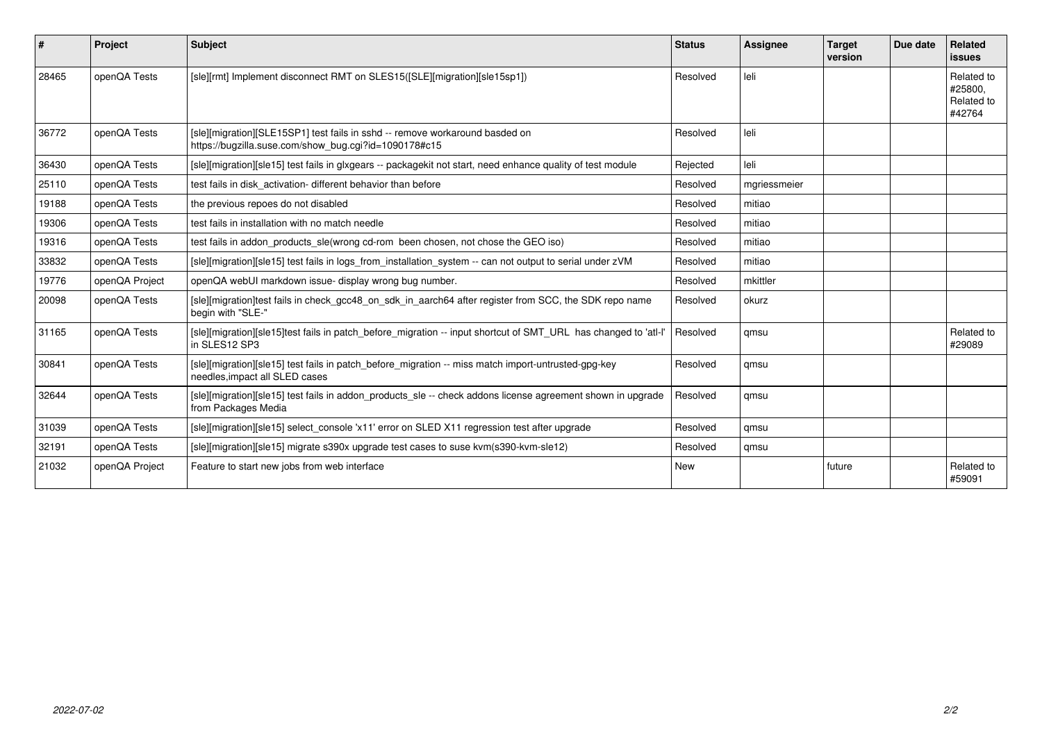| # | Project | Subject | Status | Assignee | Target version | Due date | Related issues |
|---|---|---|---|---|---|---|---|
| 28465 | openQA Tests | [sle][rmt] Implement disconnect RMT on SLES15([SLE][migration][sle15sp1]) | Resolved | leli | | | Related to #25800, Related to #42764 |
| 36772 | openQA Tests | [sle][migration][SLE15SP1] test fails in sshd -- remove workaround basded on https://bugzilla.suse.com/show_bug.cgi?id=1090178#c15 | Resolved | leli | | | |
| 36430 | openQA Tests | [sle][migration][sle15] test fails in glxgears -- packagekit not start, need enhance quality of test module | Rejected | leli | | | |
| 25110 | openQA Tests | test fails in disk_activation- different behavior than before | Resolved | mgriessmeier | | | |
| 19188 | openQA Tests | the previous repoes do not disabled | Resolved | mitiao | | | |
| 19306 | openQA Tests | test fails in installation with no match needle | Resolved | mitiao | | | |
| 19316 | openQA Tests | test fails in addon_products_sle(wrong cd-rom been chosen, not chose the GEO iso) | Resolved | mitiao | | | |
| 33832 | openQA Tests | [sle][migration][sle15] test fails in logs_from_installation_system -- can not output to serial under zVM | Resolved | mitiao | | | |
| 19776 | openQA Project | openQA webUI markdown issue- display wrong bug number. | Resolved | mkittler | | | |
| 20098 | openQA Tests | [sle][migration]test fails in check_gcc48_on_sdk_in_aarch64 after register from SCC, the SDK repo name begin with "SLE-" | Resolved | okurz | | | |
| 31165 | openQA Tests | [sle][migration][sle15]test fails in patch_before_migration -- input shortcut of SMT_URL has changed to 'atl-l' in SLES12 SP3 | Resolved | qmsu | | | Related to #29089 |
| 30841 | openQA Tests | [sle][migration][sle15] test fails in patch_before_migration -- miss match import-untrusted-gpg-key needles,impact all SLED cases | Resolved | qmsu | | | |
| 32644 | openQA Tests | [sle][migration][sle15] test fails in addon_products_sle -- check addons license agreement shown in upgrade from Packages Media | Resolved | qmsu | | | |
| 31039 | openQA Tests | [sle][migration][sle15] select_console 'x11' error on SLED X11 regression test after upgrade | Resolved | qmsu | | | |
| 32191 | openQA Tests | [sle][migration][sle15] migrate s390x upgrade test cases to suse kvm(s390-kvm-sle12) | Resolved | qmsu | | | |
| 21032 | openQA Project | Feature to start new jobs from web interface | New | | future | | Related to #59091 |